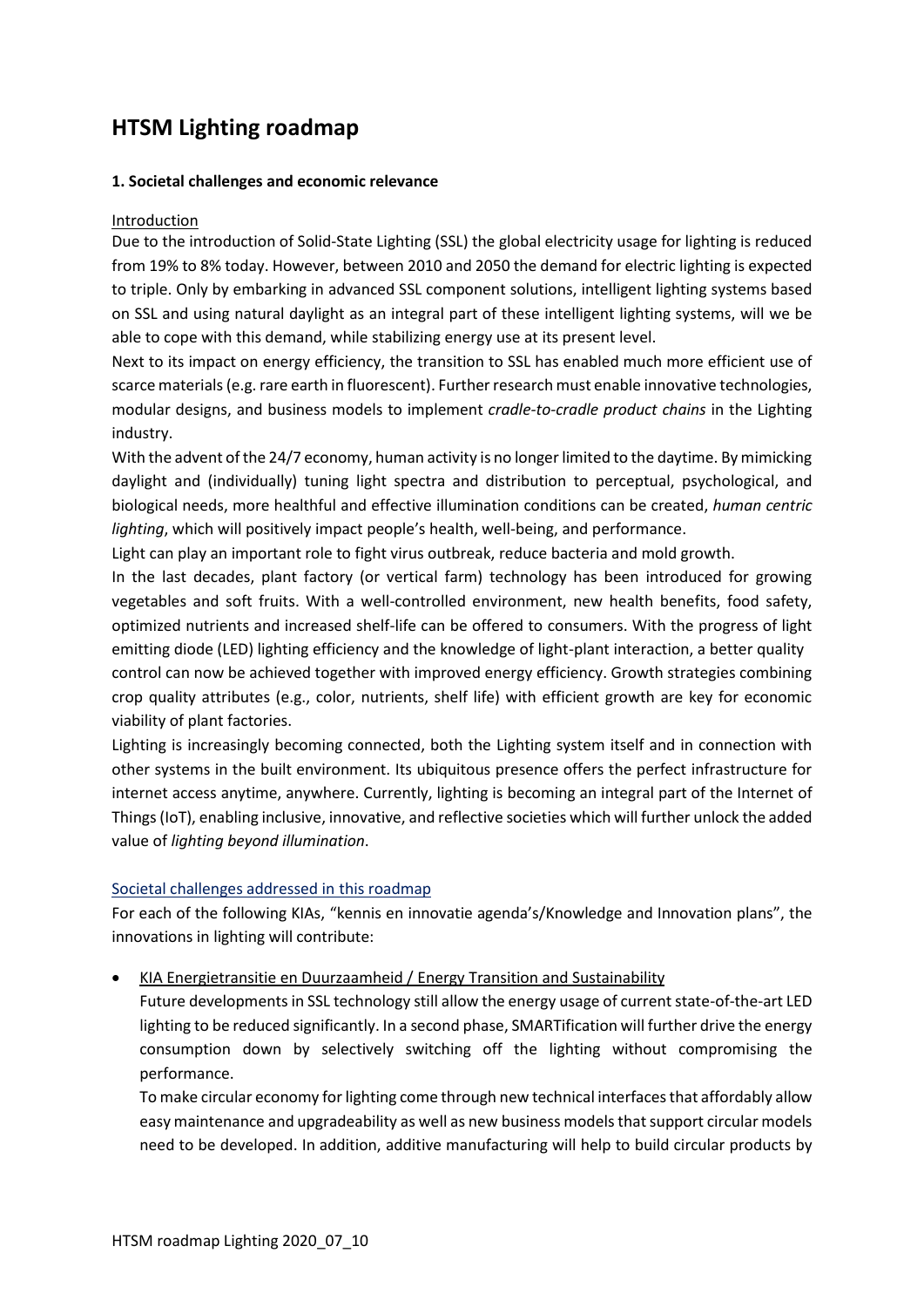# HTSM Lighting roadmap

### 1. Societal challenges and economic relevance

Introduction

Due to the introduction of Solid-State Lighting (SSL) the global electricity usage for lighting is reduced from 19% to 8% today. However, between 2010 and 2050 the demand for electric lighting is expected to triple. Only by embarking in advanced SSL component solutions, intelligent lighting systems based on SSL and using natural daylight as an integral part of these intelligent lighting systems, will we be able to cope with this demand, while stabilizing energy use at its present level.

Next to its impact on energy efficiency, the transition to SSL has enabled much more efficient use of scarce materials (e.g. rare earth in fluorescent). Further research must enable innovative technologies, modular designs, and business models to implement *cradle-to-cradle product chains* in the Lighting industry.

With the advent of the 24/7 economy, human activity is no longer limited to the daytime. By mimicking daylight and (individually) tuning light spectra and distribution to perceptual, psychological, and biological needs, more healthful and effective illumination conditions can be created, *human centric lighting*, which will positively impact people's health, well-being, and performance.

Light can play an important role to fight virus outbreak, reduce bacteria and mold growth.

In the last decades, plant factory (or vertical farm) technology has been introduced for growing vegetables and soft fruits. With a well-controlled environment, new health benefits, food safety, optimized nutrients and increased shelf-life can be offered to consumers. With the progress of light emitting diode (LED) lighting efficiency and the knowledge of light-plant interaction, a better quality control can now be achieved together with improved energy efficiency. Growth strategies combining crop quality attributes (e.g., color, nutrients, shelf life) with efficient growth are key for economic viability of plant factories.

Lighting is increasingly becoming connected, both the Lighting system itself and in connection with other systems in the built environment. Its ubiquitous presence offers the perfect infrastructure for internet access anytime, anywhere. Currently, lighting is becoming an integral part of the Internet of Things (IoT), enabling inclusive, innovative, and reflective societies which will further unlock the added value of *lighting beyond illumination*.

Societal challenges addressed in this roadmap

For each of the following KIAs, "kennis en innovatie agenda's/Knowledge and Innovation plans", the innovations in lighting will contribute:

- KIA Energietransitie en Duurzaamheid / Energy Transition and Sustainability

  Future developments in SSL technology still allow the energy usage of current state-of-the-art LED lighting to be reduced significantly. In a second phase, SMARTification will further drive the energy consumption down by selectively switching off the lighting without compromising the performance.

  To make circular economy for lighting come through new technical interfaces that affordably allow easy maintenance and upgradeability as well as new business models that support circular models need to be developed. In addition, additive manufacturing will help to build circular products by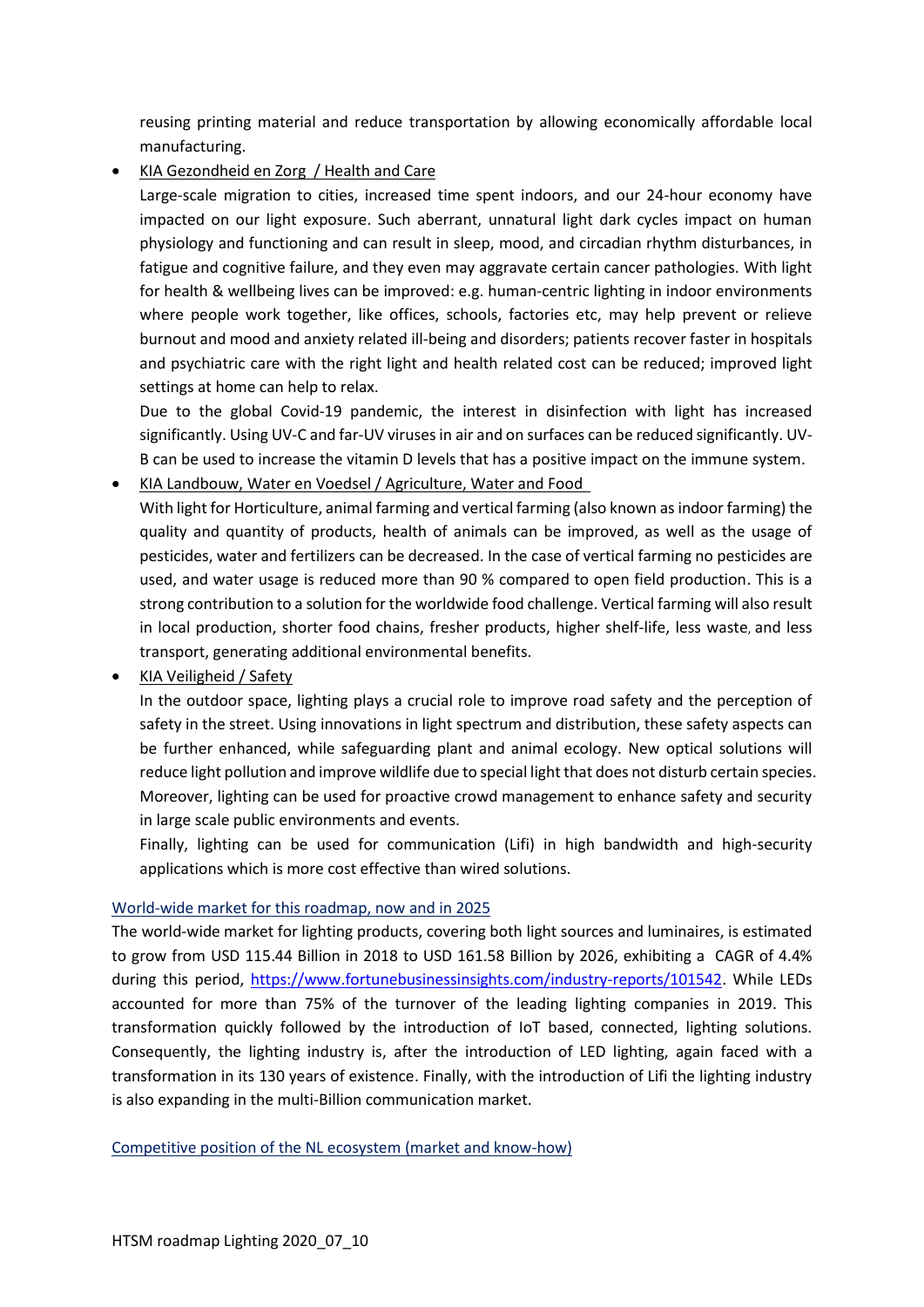reusing printing material and reduce transportation by allowing economically affordable local manufacturing.

- KIA Gezondheid en Zorg / Health and Care

  Large-scale migration to cities, increased time spent indoors, and our 24-hour economy have impacted on our light exposure. Such aberrant, unnatural light dark cycles impact on human physiology and functioning and can result in sleep, mood, and circadian rhythm disturbances, in fatigue and cognitive failure, and they even may aggravate certain cancer pathologies. With light for health & wellbeing lives can be improved: e.g. human-centric lighting in indoor environments where people work together, like offices, schools, factories etc, may help prevent or relieve burnout and mood and anxiety related ill-being and disorders; patients recover faster in hospitals and psychiatric care with the right light and health related cost can be reduced; improved light settings at home can help to relax.

  Due to the global Covid-19 pandemic, the interest in disinfection with light has increased significantly. Using UV-C and far-UV viruses in air and on surfaces can be reduced significantly. UV-B can be used to increase the vitamin D levels that has a positive impact on the immune system.

- KIA Landbouw, Water en Voedsel / Agriculture, Water and Food

  With light for Horticulture, animal farming and vertical farming (also known as indoor farming) the quality and quantity of products, health of animals can be improved, as well as the usage of pesticides, water and fertilizers can be decreased. In the case of vertical farming no pesticides are used, and water usage is reduced more than 90 % compared to open field production. This is a strong contribution to a solution for the worldwide food challenge. Vertical farming will also result in local production, shorter food chains, fresher products, higher shelf-life, less waste, and less transport, generating additional environmental benefits.

- KIA Veiligheid / Safety

  In the outdoor space, lighting plays a crucial role to improve road safety and the perception of safety in the street. Using innovations in light spectrum and distribution, these safety aspects can be further enhanced, while safeguarding plant and animal ecology. New optical solutions will reduce light pollution and improve wildlife due to special light that does not disturb certain species. Moreover, lighting can be used for proactive crowd management to enhance safety and security in large scale public environments and events.

  Finally, lighting can be used for communication (Lifi) in high bandwidth and high-security applications which is more cost effective than wired solutions.

## World-wide market for this roadmap, now and in 2025

The world-wide market for lighting products, covering both light sources and luminaires, is estimated to grow from USD 115.44 Billion in 2018 to USD 161.58 Billion by 2026, exhibiting a CAGR of 4.4% during this period, https://www.fortunebusinessinsights.com/industry-reports/101542. While LEDs accounted for more than 75% of the turnover of the leading lighting companies in 2019. This transformation quickly followed by the introduction of IoT based, connected, lighting solutions. Consequently, the lighting industry is, after the introduction of LED lighting, again faced with a transformation in its 130 years of existence. Finally, with the introduction of Lifi the lighting industry is also expanding in the multi-Billion communication market.

## Competitive position of the NL ecosystem (market and know-how)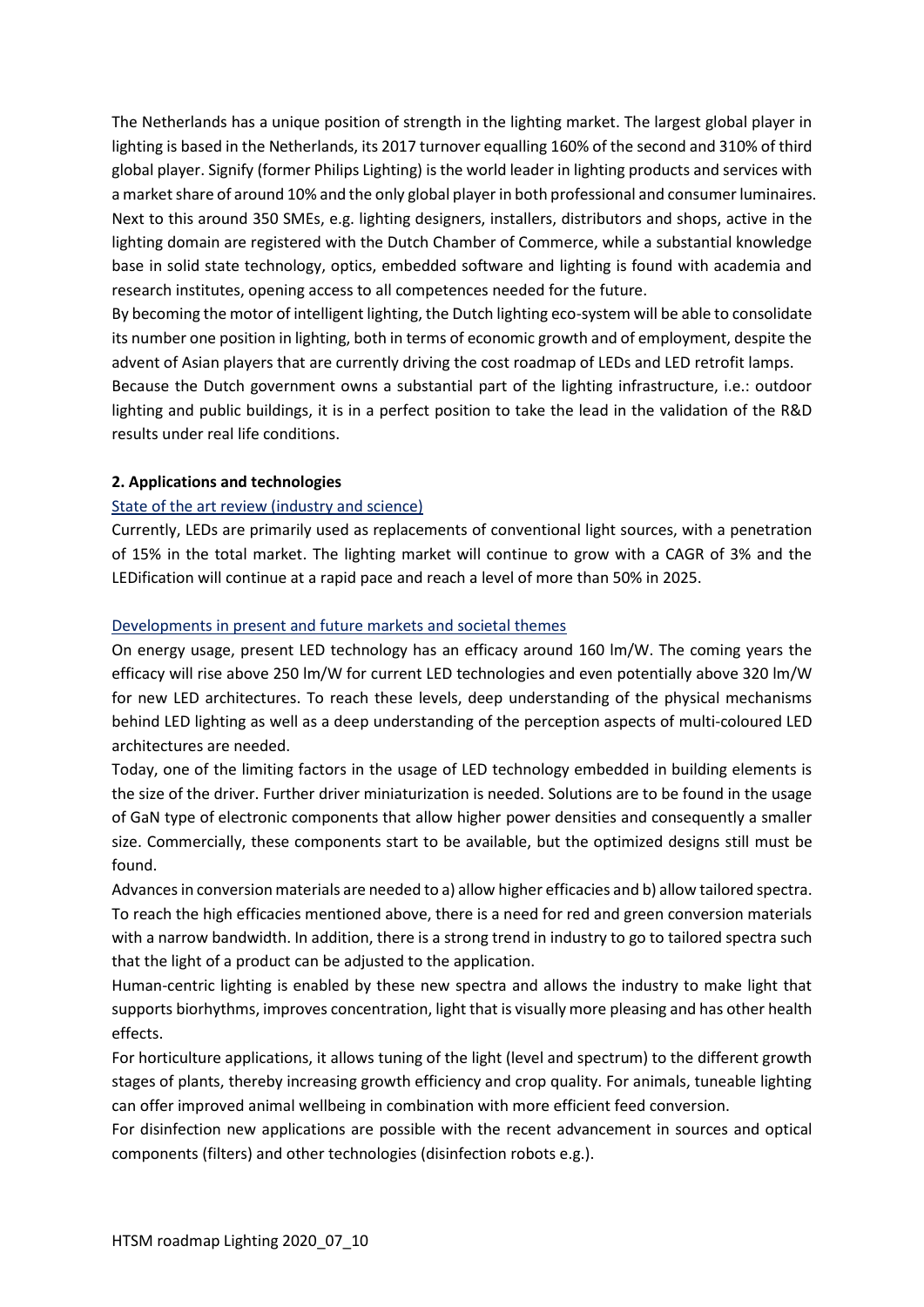The Netherlands has a unique position of strength in the lighting market. The largest global player in lighting is based in the Netherlands, its 2017 turnover equalling 160% of the second and 310% of third global player. Signify (former Philips Lighting) is the world leader in lighting products and services with a market share of around 10% and the only global player in both professional and consumer luminaires. Next to this around 350 SMEs, e.g. lighting designers, installers, distributors and shops, active in the lighting domain are registered with the Dutch Chamber of Commerce, while a substantial knowledge base in solid state technology, optics, embedded software and lighting is found with academia and research institutes, opening access to all competences needed for the future.

By becoming the motor of intelligent lighting, the Dutch lighting eco-system will be able to consolidate its number one position in lighting, both in terms of economic growth and of employment, despite the advent of Asian players that are currently driving the cost roadmap of LEDs and LED retrofit lamps.

Because the Dutch government owns a substantial part of the lighting infrastructure, i.e.: outdoor lighting and public buildings, it is in a perfect position to take the lead in the validation of the R&D results under real life conditions.

## 2. Applications and technologies

### State of the art review (industry and science)

Currently, LEDs are primarily used as replacements of conventional light sources, with a penetration of 15% in the total market. The lighting market will continue to grow with a CAGR of 3% and the LEDification will continue at a rapid pace and reach a level of more than 50% in 2025.

### Developments in present and future markets and societal themes

On energy usage, present LED technology has an efficacy around 160 lm/W. The coming years the efficacy will rise above 250 lm/W for current LED technologies and even potentially above 320 lm/W for new LED architectures. To reach these levels, deep understanding of the physical mechanisms behind LED lighting as well as a deep understanding of the perception aspects of multi-coloured LED architectures are needed.

Today, one of the limiting factors in the usage of LED technology embedded in building elements is the size of the driver. Further driver miniaturization is needed. Solutions are to be found in the usage of GaN type of electronic components that allow higher power densities and consequently a smaller size. Commercially, these components start to be available, but the optimized designs still must be found.

Advances in conversion materials are needed to a) allow higher efficacies and b) allow tailored spectra. To reach the high efficacies mentioned above, there is a need for red and green conversion materials with a narrow bandwidth. In addition, there is a strong trend in industry to go to tailored spectra such that the light of a product can be adjusted to the application.

Human-centric lighting is enabled by these new spectra and allows the industry to make light that supports biorhythms, improves concentration, light that is visually more pleasing and has other health effects.

For horticulture applications, it allows tuning of the light (level and spectrum) to the different growth stages of plants, thereby increasing growth efficiency and crop quality. For animals, tuneable lighting can offer improved animal wellbeing in combination with more efficient feed conversion.

For disinfection new applications are possible with the recent advancement in sources and optical components (filters) and other technologies (disinfection robots e.g.).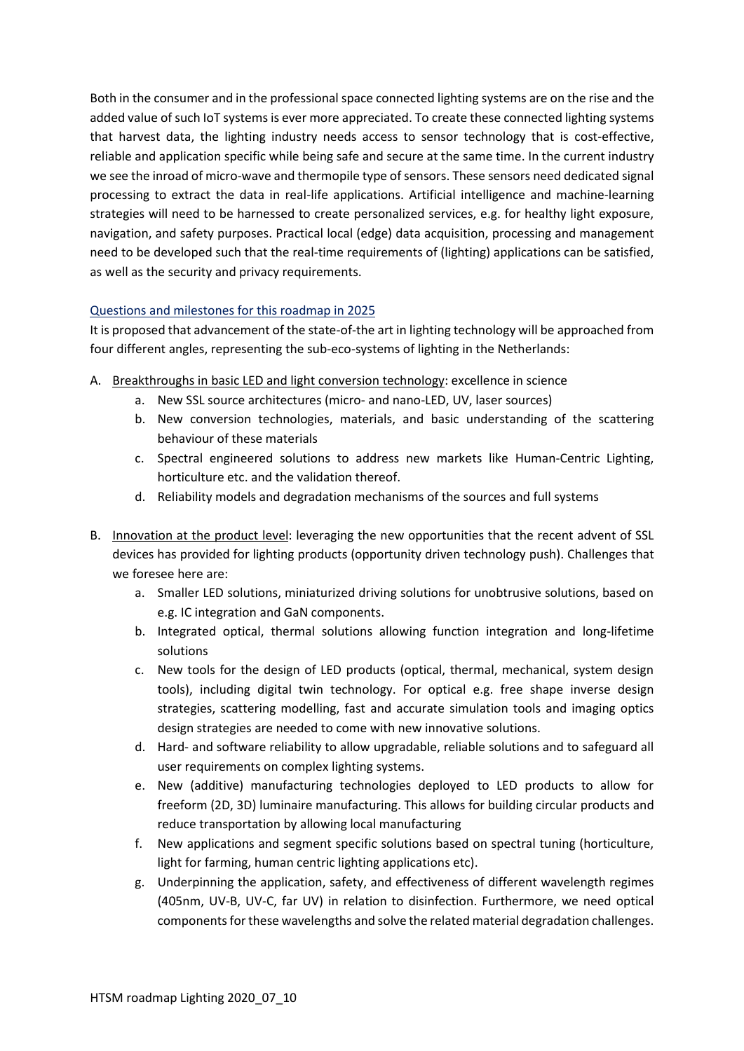Both in the consumer and in the professional space connected lighting systems are on the rise and the added value of such IoT systems is ever more appreciated. To create these connected lighting systems that harvest data, the lighting industry needs access to sensor technology that is cost-effective, reliable and application specific while being safe and secure at the same time. In the current industry we see the inroad of micro-wave and thermopile type of sensors. These sensors need dedicated signal processing to extract the data in real-life applications. Artificial intelligence and machine-learning strategies will need to be harnessed to create personalized services, e.g. for healthy light exposure, navigation, and safety purposes. Practical local (edge) data acquisition, processing and management need to be developed such that the real-time requirements of (lighting) applications can be satisfied, as well as the security and privacy requirements.

### Questions and milestones for this roadmap in 2025

It is proposed that advancement of the state-of-the art in lighting technology will be approached from four different angles, representing the sub-eco-systems of lighting in the Netherlands:

A. Breakthroughs in basic LED and light conversion technology: excellence in science
   a. New SSL source architectures (micro- and nano-LED, UV, laser sources)
   b. New conversion technologies, materials, and basic understanding of the scattering behaviour of these materials
   c. Spectral engineered solutions to address new markets like Human-Centric Lighting, horticulture etc. and the validation thereof.
   d. Reliability models and degradation mechanisms of the sources and full systems

B. Innovation at the product level: leveraging the new opportunities that the recent advent of SSL devices has provided for lighting products (opportunity driven technology push). Challenges that we foresee here are:
   a. Smaller LED solutions, miniaturized driving solutions for unobtrusive solutions, based on e.g. IC integration and GaN components.
   b. Integrated optical, thermal solutions allowing function integration and long-lifetime solutions
   c. New tools for the design of LED products (optical, thermal, mechanical, system design tools), including digital twin technology. For optical e.g. free shape inverse design strategies, scattering modelling, fast and accurate simulation tools and imaging optics design strategies are needed to come with new innovative solutions.
   d. Hard- and software reliability to allow upgradable, reliable solutions and to safeguard all user requirements on complex lighting systems.
   e. New (additive) manufacturing technologies deployed to LED products to allow for freeform (2D, 3D) luminaire manufacturing. This allows for building circular products and reduce transportation by allowing local manufacturing
   f. New applications and segment specific solutions based on spectral tuning (horticulture, light for farming, human centric lighting applications etc).
   g. Underpinning the application, safety, and effectiveness of different wavelength regimes (405nm, UV-B, UV-C, far UV) in relation to disinfection. Furthermore, we need optical components for these wavelengths and solve the related material degradation challenges.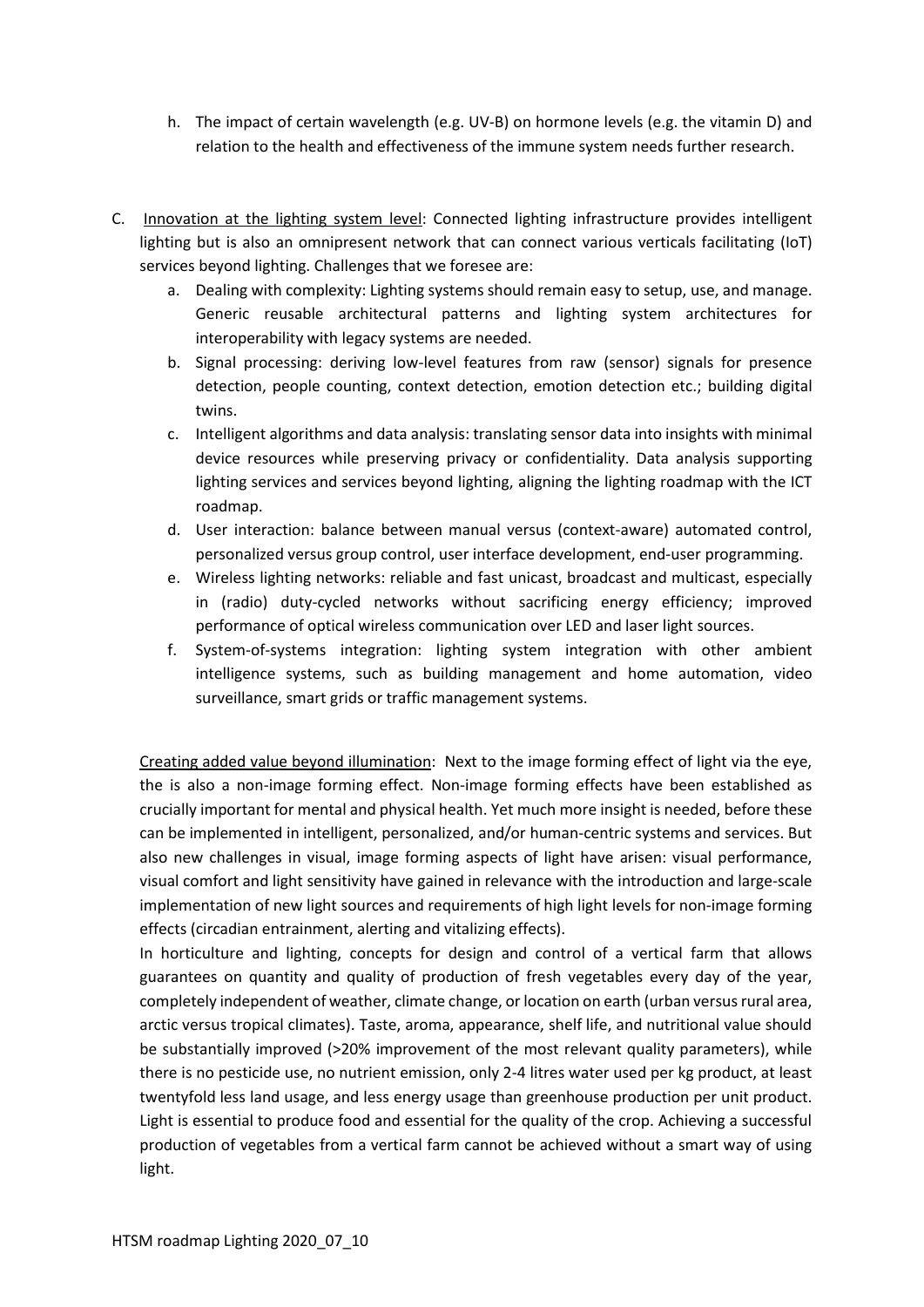h. The impact of certain wavelength (e.g. UV-B) on hormone levels (e.g. the vitamin D) and relation to the health and effectiveness of the immune system needs further research.

C. Innovation at the lighting system level: Connected lighting infrastructure provides intelligent lighting but is also an omnipresent network that can connect various verticals facilitating (IoT) services beyond lighting. Challenges that we foresee are:

   a. Dealing with complexity: Lighting systems should remain easy to setup, use, and manage. Generic reusable architectural patterns and lighting system architectures for interoperability with legacy systems are needed.
   b. Signal processing: deriving low-level features from raw (sensor) signals for presence detection, people counting, context detection, emotion detection etc.; building digital twins.
   c. Intelligent algorithms and data analysis: translating sensor data into insights with minimal device resources while preserving privacy or confidentiality. Data analysis supporting lighting services and services beyond lighting, aligning the lighting roadmap with the ICT roadmap.
   d. User interaction: balance between manual versus (context-aware) automated control, personalized versus group control, user interface development, end-user programming.
   e. Wireless lighting networks: reliable and fast unicast, broadcast and multicast, especially in (radio) duty-cycled networks without sacrificing energy efficiency; improved performance of optical wireless communication over LED and laser light sources.
   f. System-of-systems integration: lighting system integration with other ambient intelligence systems, such as building management and home automation, video surveillance, smart grids or traffic management systems.

Creating added value beyond illumination: Next to the image forming effect of light via the eye, the is also a non-image forming effect. Non-image forming effects have been established as crucially important for mental and physical health. Yet much more insight is needed, before these can be implemented in intelligent, personalized, and/or human-centric systems and services. But also new challenges in visual, image forming aspects of light have arisen: visual performance, visual comfort and light sensitivity have gained in relevance with the introduction and large-scale implementation of new light sources and requirements of high light levels for non-image forming effects (circadian entrainment, alerting and vitalizing effects).

In horticulture and lighting, concepts for design and control of a vertical farm that allows guarantees on quantity and quality of production of fresh vegetables every day of the year, completely independent of weather, climate change, or location on earth (urban versus rural area, arctic versus tropical climates). Taste, aroma, appearance, shelf life, and nutritional value should be substantially improved (>20% improvement of the most relevant quality parameters), while there is no pesticide use, no nutrient emission, only 2-4 litres water used per kg product, at least twentyfold less land usage, and less energy usage than greenhouse production per unit product. Light is essential to produce food and essential for the quality of the crop. Achieving a successful production of vegetables from a vertical farm cannot be achieved without a smart way of using light.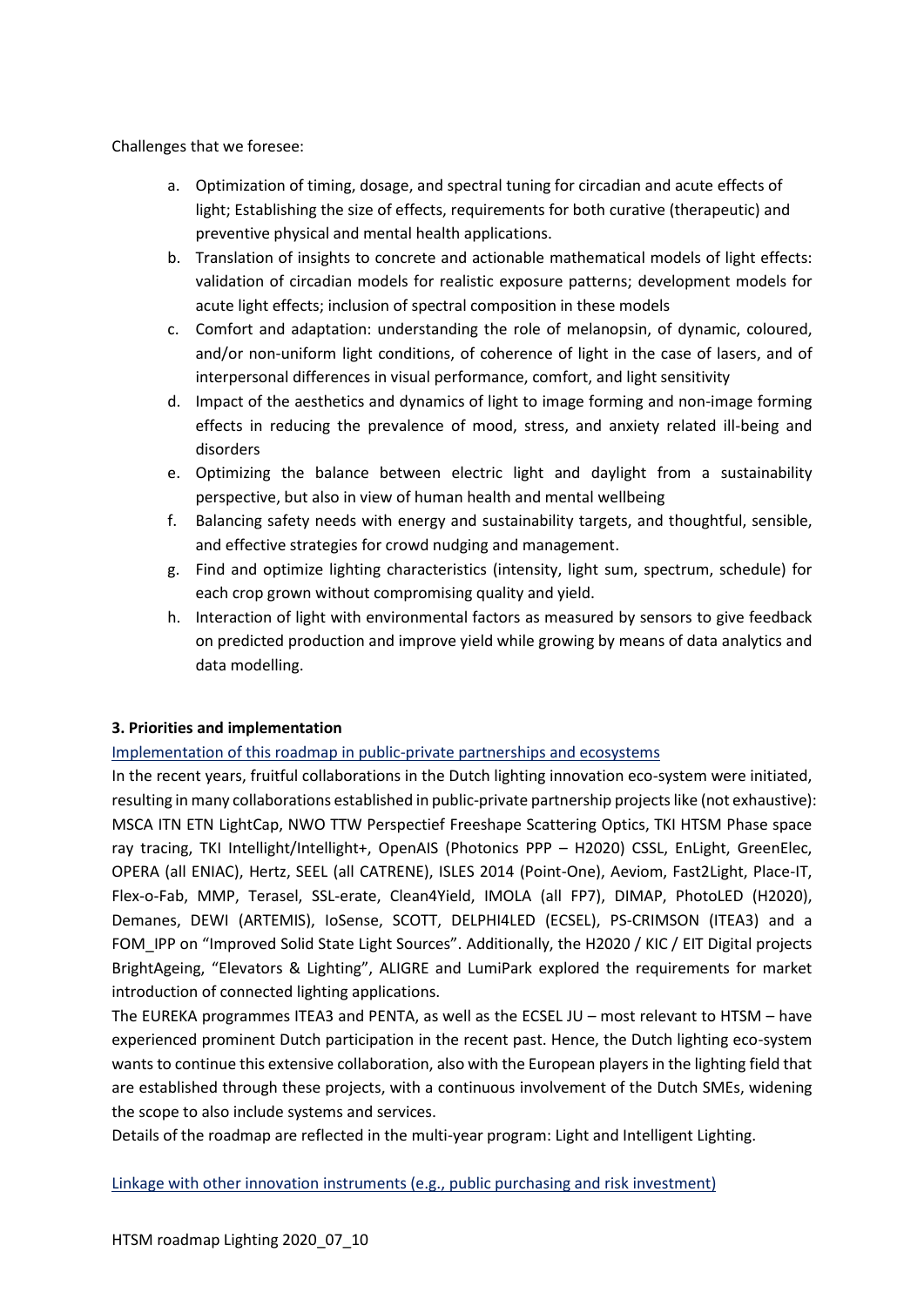Challenges that we foresee:

a. Optimization of timing, dosage, and spectral tuning for circadian and acute effects of light; Establishing the size of effects, requirements for both curative (therapeutic) and preventive physical and mental health applications.
b. Translation of insights to concrete and actionable mathematical models of light effects: validation of circadian models for realistic exposure patterns; development models for acute light effects; inclusion of spectral composition in these models
c. Comfort and adaptation: understanding the role of melanopsin, of dynamic, coloured, and/or non-uniform light conditions, of coherence of light in the case of lasers, and of interpersonal differences in visual performance, comfort, and light sensitivity
d. Impact of the aesthetics and dynamics of light to image forming and non-image forming effects in reducing the prevalence of mood, stress, and anxiety related ill-being and disorders
e. Optimizing the balance between electric light and daylight from a sustainability perspective, but also in view of human health and mental wellbeing
f. Balancing safety needs with energy and sustainability targets, and thoughtful, sensible, and effective strategies for crowd nudging and management.
g. Find and optimize lighting characteristics (intensity, light sum, spectrum, schedule) for each crop grown without compromising quality and yield.
h. Interaction of light with environmental factors as measured by sensors to give feedback on predicted production and improve yield while growing by means of data analytics and data modelling.

### 3. Priorities and implementation

Implementation of this roadmap in public-private partnerships and ecosystems

In the recent years, fruitful collaborations in the Dutch lighting innovation eco-system were initiated, resulting in many collaborations established in public-private partnership projects like (not exhaustive): MSCA ITN ETN LightCap, NWO TTW Perspectief Freeshape Scattering Optics, TKI HTSM Phase space ray tracing, TKI Intellight/Intellight+, OpenAIS (Photonics PPP – H2020) CSSL, EnLight, GreenElec, OPERA (all ENIAC), Hertz, SEEL (all CATRENE), ISLES 2014 (Point-One), Aeviom, Fast2Light, Place-IT, Flex-o-Fab, MMP, Terasel, SSL-erate, Clean4Yield, IMOLA (all FP7), DIMAP, PhotoLED (H2020), Demanes, DEWI (ARTEMIS), IoSense, SCOTT, DELPHI4LED (ECSEL), PS-CRIMSON (ITEA3) and a FOM_IPP on "Improved Solid State Light Sources". Additionally, the H2020 / KIC / EIT Digital projects BrightAgeing, "Elevators & Lighting", ALIGRE and LumiPark explored the requirements for market introduction of connected lighting applications.

The EUREKA programmes ITEA3 and PENTA, as well as the ECSEL JU – most relevant to HTSM – have experienced prominent Dutch participation in the recent past. Hence, the Dutch lighting eco-system wants to continue this extensive collaboration, also with the European players in the lighting field that are established through these projects, with a continuous involvement of the Dutch SMEs, widening the scope to also include systems and services.

Details of the roadmap are reflected in the multi-year program: Light and Intelligent Lighting.

Linkage with other innovation instruments (e.g., public purchasing and risk investment)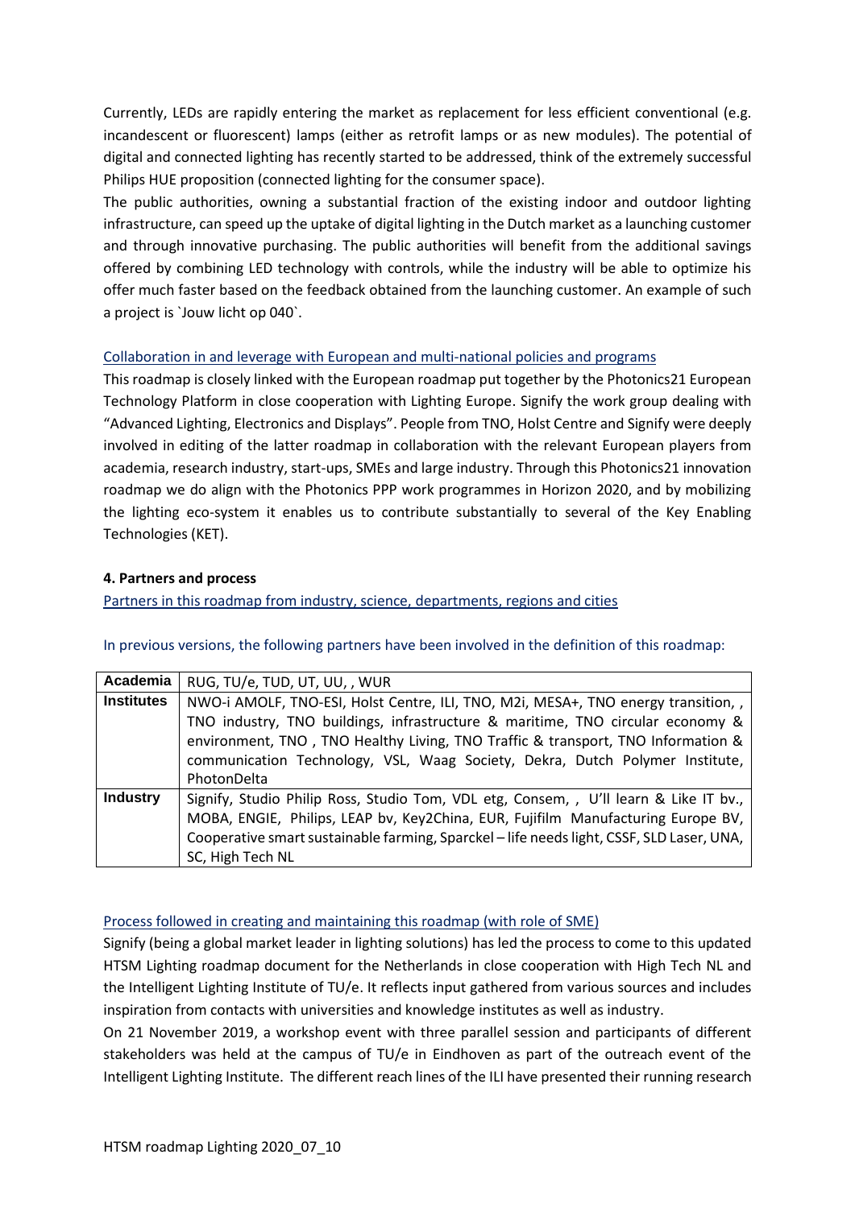Currently, LEDs are rapidly entering the market as replacement for less efficient conventional (e.g. incandescent or fluorescent) lamps (either as retrofit lamps or as new modules). The potential of digital and connected lighting has recently started to be addressed, think of the extremely successful Philips HUE proposition (connected lighting for the consumer space).

The public authorities, owning a substantial fraction of the existing indoor and outdoor lighting infrastructure, can speed up the uptake of digital lighting in the Dutch market as a launching customer and through innovative purchasing. The public authorities will benefit from the additional savings offered by combining LED technology with controls, while the industry will be able to optimize his offer much faster based on the feedback obtained from the launching customer. An example of such a project is `Jouw licht op 040`.

Collaboration in and leverage with European and multi-national policies and programs

This roadmap is closely linked with the European roadmap put together by the Photonics21 European Technology Platform in close cooperation with Lighting Europe. Signify the work group dealing with "Advanced Lighting, Electronics and Displays". People from TNO, Holst Centre and Signify were deeply involved in editing of the latter roadmap in collaboration with the relevant European players from academia, research industry, start-ups, SMEs and large industry. Through this Photonics21 innovation roadmap we do align with the Photonics PPP work programmes in Horizon 2020, and by mobilizing the lighting eco-system it enables us to contribute substantially to several of the Key Enabling Technologies (KET).

**4. Partners and process**

Partners in this roadmap from industry, science, departments, regions and cities

In previous versions, the following partners have been involved in the definition of this roadmap:

| **Academia** | RUG, TU/e, TUD, UT, UU, , WUR |
|---|---|
| **Institutes** | NWO-i AMOLF, TNO-ESI, Holst Centre, ILI, TNO, M2i, MESA+, TNO energy transition, , TNO industry, TNO buildings, infrastructure & maritime, TNO circular economy & environment, TNO , TNO Healthy Living, TNO Traffic & transport, TNO Information & communication Technology, VSL, Waag Society, Dekra, Dutch Polymer Institute, PhotonDelta |
| **Industry** | Signify, Studio Philip Ross, Studio Tom, VDL etg, Consem, , U'll learn & Like IT bv., MOBA, ENGIE, Philips, LEAP bv, Key2China, EUR, Fujifilm Manufacturing Europe BV, Cooperative smart sustainable farming, Sparckel – life needs light, CSSF, SLD Laser, UNA, SC, High Tech NL |

Process followed in creating and maintaining this roadmap (with role of SME)

Signify (being a global market leader in lighting solutions) has led the process to come to this updated HTSM Lighting roadmap document for the Netherlands in close cooperation with High Tech NL and the Intelligent Lighting Institute of TU/e. It reflects input gathered from various sources and includes inspiration from contacts with universities and knowledge institutes as well as industry.

On 21 November 2019, a workshop event with three parallel session and participants of different stakeholders was held at the campus of TU/e in Eindhoven as part of the outreach event of the Intelligent Lighting Institute. The different reach lines of the ILI have presented their running research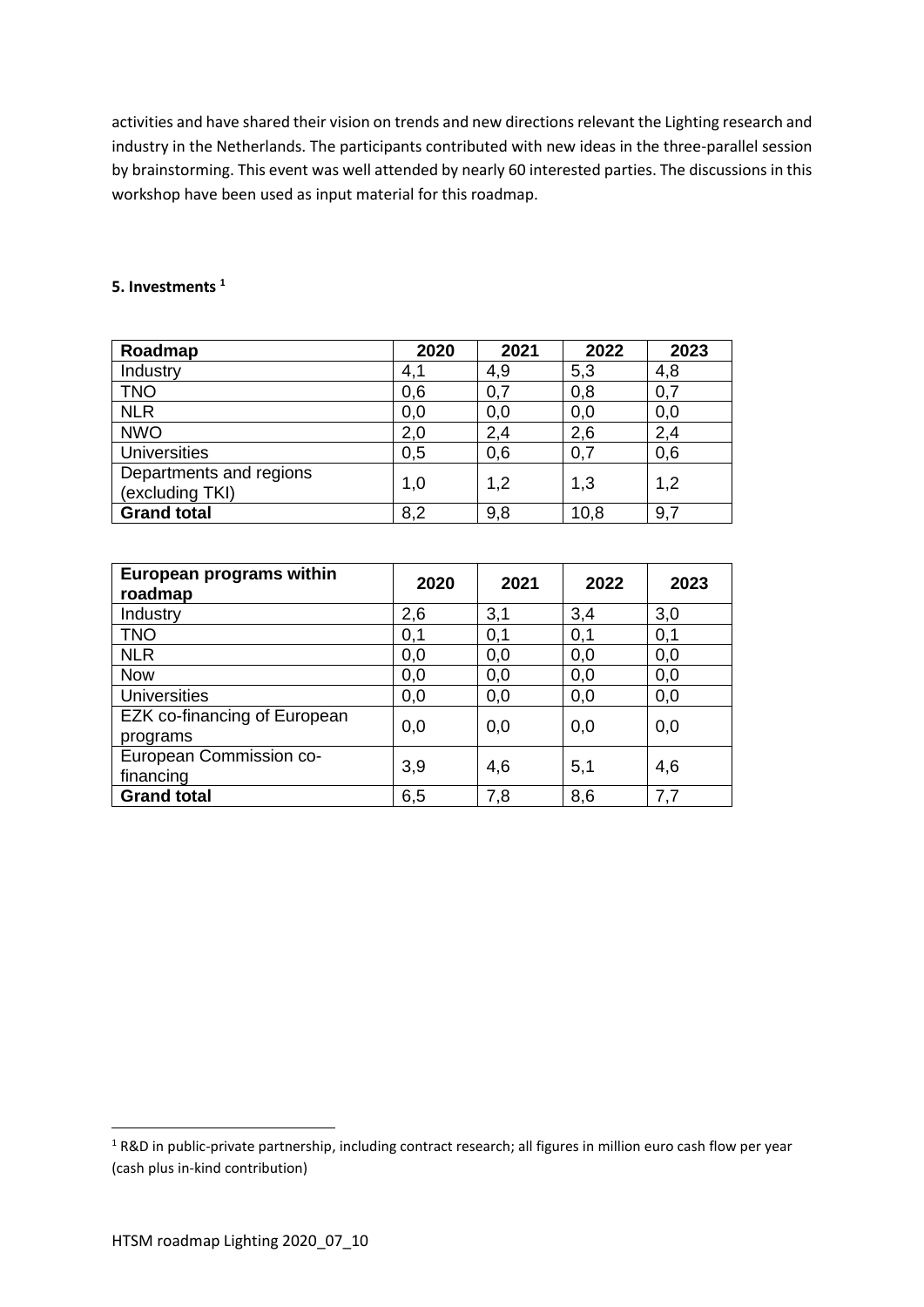activities and have shared their vision on trends and new directions relevant the Lighting research and industry in the Netherlands. The participants contributed with new ideas in the three-parallel session by brainstorming. This event was well attended by nearly 60 interested parties. The discussions in this workshop have been used as input material for this roadmap.

**5. Investments [1]**

| Roadmap | 2020 | 2021 | 2022 | 2023 |
|---|---|---|---|---|
| Industry | 4,1 | 4,9 | 5,3 | 4,8 |
| TNO | 0,6 | 0,7 | 0,8 | 0,7 |
| NLR | 0,0 | 0,0 | 0,0 | 0,0 |
| NWO | 2,0 | 2,4 | 2,6 | 2,4 |
| Universities | 0,5 | 0,6 | 0,7 | 0,6 |
| Departments and regions (excluding TKI) | 1,0 | 1,2 | 1,3 | 1,2 |
| **Grand total** | 8,2 | 9,8 | 10,8 | 9,7 |

| European programs within roadmap | 2020 | 2021 | 2022 | 2023 |
|---|---|---|---|---|
| Industry | 2,6 | 3,1 | 3,4 | 3,0 |
| TNO | 0,1 | 0,1 | 0,1 | 0,1 |
| NLR | 0,0 | 0,0 | 0,0 | 0,0 |
| Now | 0,0 | 0,0 | 0,0 | 0,0 |
| Universities | 0,0 | 0,0 | 0,0 | 0,0 |
| EZK co-financing of European programs | 0,0 | 0,0 | 0,0 | 0,0 |
| European Commission co-financing | 3,9 | 4,6 | 5,1 | 4,6 |
| **Grand total** | 6,5 | 7,8 | 8,6 | 7,7 |

[1] R&D in public-private partnership, including contract research; all figures in million euro cash flow per year (cash plus in-kind contribution)